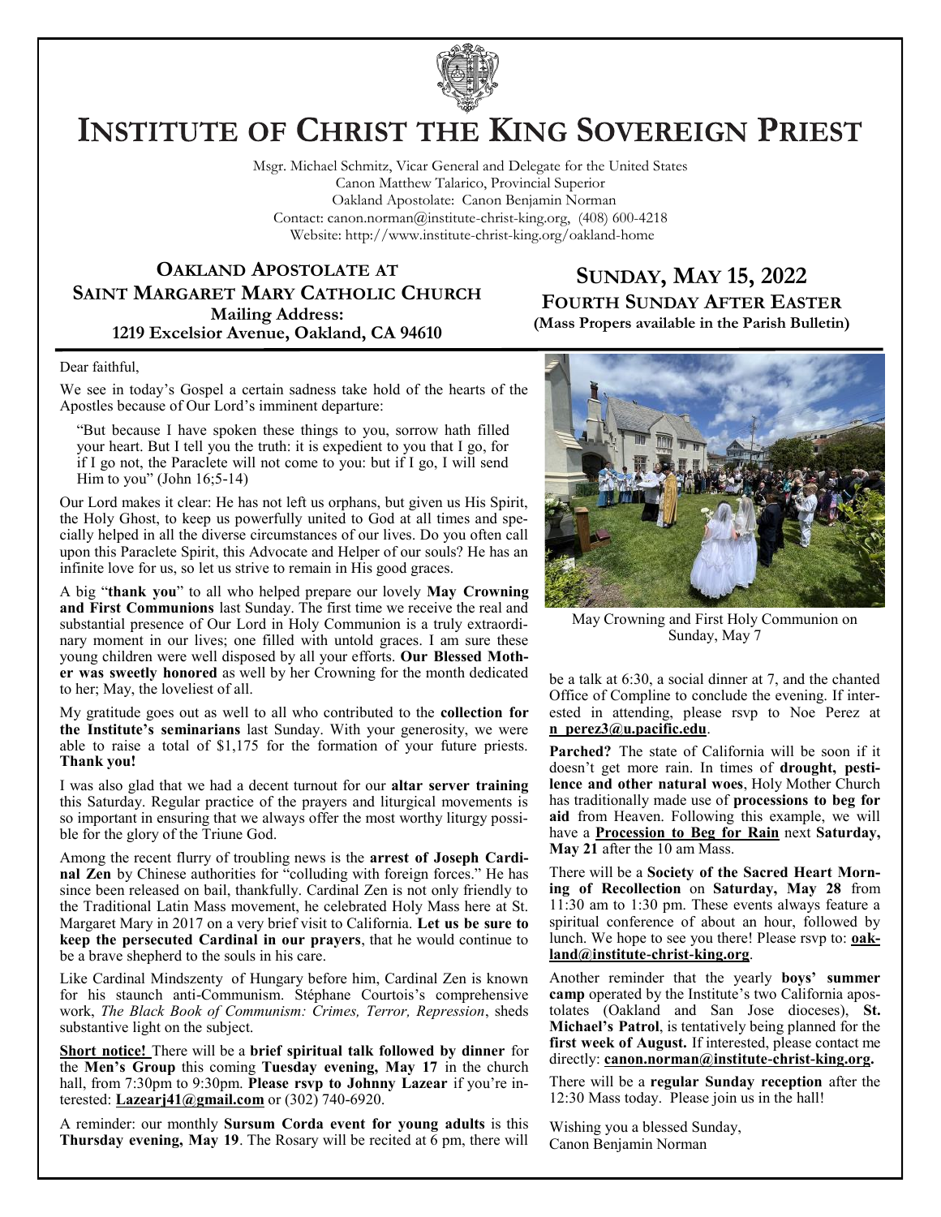# INSTITUTE OF CHRIST THE KING SOVEREIGN PRIEST

Msgr. Michael Schmitz, Vicar General and Delegate for the United States
Canon Matthew Talarico, Provincial Superior
Oakland Apostolate: Canon Benjamin Norman
Contact: canon.norman@institute-christ-king.org, (408) 600-4218
Website: http://www.institute-christ-king.org/oakland-home

## OAKLAND APOSTOLATE AT SAINT MARGARET MARY CATHOLIC CHURCH

**Mailing Address:**
**1219 Excelsior Avenue, Oakland, CA 94610**

## SUNDAY, MAY 15, 2022
### FOURTH SUNDAY AFTER EASTER

**(Mass Propers available in the Parish Bulletin)**

Dear faithful,

We see in today's Gospel a certain sadness take hold of the hearts of the Apostles because of Our Lord's imminent departure:

> "But because I have spoken these things to you, sorrow hath filled your heart. But I tell you the truth: it is expedient to you that I go, for if I go not, the Paraclete will not come to you: but if I go, I will send Him to you" (John 16;5-14)

Our Lord makes it clear: He has not left us orphans, but given us His Spirit, the Holy Ghost, to keep us powerfully united to God at all times and specially helped in all the diverse circumstances of our lives. Do you often call upon this Paraclete Spirit, this Advocate and Helper of our souls? He has an infinite love for us, so let us strive to remain in His good graces.

A big "**thank you**" to all who helped prepare our lovely **May Crowning and First Communions** last Sunday. The first time we receive the real and substantial presence of Our Lord in Holy Communion is a truly extraordinary moment in our lives; one filled with untold graces. I am sure these young children were well disposed by all your efforts. **Our Blessed Mother was sweetly honored** as well by her Crowning for the month dedicated to her; May, the loveliest of all.

My gratitude goes out as well to all who contributed to the **collection for the Institute's seminarians** last Sunday. With your generosity, we were able to raise a total of $1,175 for the formation of your future priests. **Thank you!**

I was also glad that we had a decent turnout for our **altar server training** this Saturday. Regular practice of the prayers and liturgical movements is so important in ensuring that we always offer the most worthy liturgy possible for the glory of the Triune God.

Among the recent flurry of troubling news is the **arrest of Joseph Cardinal Zen** by Chinese authorities for "colluding with foreign forces." He has since been released on bail, thankfully. Cardinal Zen is not only friendly to the Traditional Latin Mass movement, he celebrated Holy Mass here at St. Margaret Mary in 2017 on a very brief visit to California. **Let us be sure to keep the persecuted Cardinal in our prayers**, that he would continue to be a brave shepherd to the souls in his care.

Like Cardinal Mindszenty of Hungary before him, Cardinal Zen is known for his staunch anti-Communism. Stéphane Courtois's comprehensive work, *The Black Book of Communism: Crimes, Terror, Repression*, sheds substantive light on the subject.

**Short notice!** There will be a **brief spiritual talk followed by dinner** for the **Men's Group** this coming **Tuesday evening, May 17** in the church hall, from 7:30pm to 9:30pm. **Please rsvp to Johnny Lazear** if you're interested: **Lazearj41@gmail.com** or (302) 740-6920.

A reminder: our monthly **Sursum Corda event for young adults** is this **Thursday evening, May 19**. The Rosary will be recited at 6 pm, there will be a talk at 6:30, a social dinner at 7, and the chanted Office of Compline to conclude the evening. If interested in attending, please rsvp to Noe Perez at **n_perez3@u.pacific.edu**.

May Crowning and First Holy Communion on Sunday, May 7

**Parched?** The state of California will be soon if it doesn't get more rain. In times of **drought, pestilence and other natural woes**, Holy Mother Church has traditionally made use of **processions to beg for aid** from Heaven. Following this example, we will have a **Procession to Beg for Rain** next **Saturday, May 21** after the 10 am Mass.

There will be a **Society of the Sacred Heart Morning of Recollection** on **Saturday, May 28** from 11:30 am to 1:30 pm. These events always feature a spiritual conference of about an hour, followed by lunch. We hope to see you there! Please rsvp to: **oakland@institute-christ-king.org**.

Another reminder that the yearly **boys' summer camp** operated by the Institute's two California apostolates (Oakland and San Jose dioceses), **St. Michael's Patrol**, is tentatively being planned for the **first week of August.** If interested, please contact me directly: **canon.norman@institute-christ-king.org.**

There will be a **regular Sunday reception** after the 12:30 Mass today. Please join us in the hall!

Wishing you a blessed Sunday,
Canon Benjamin Norman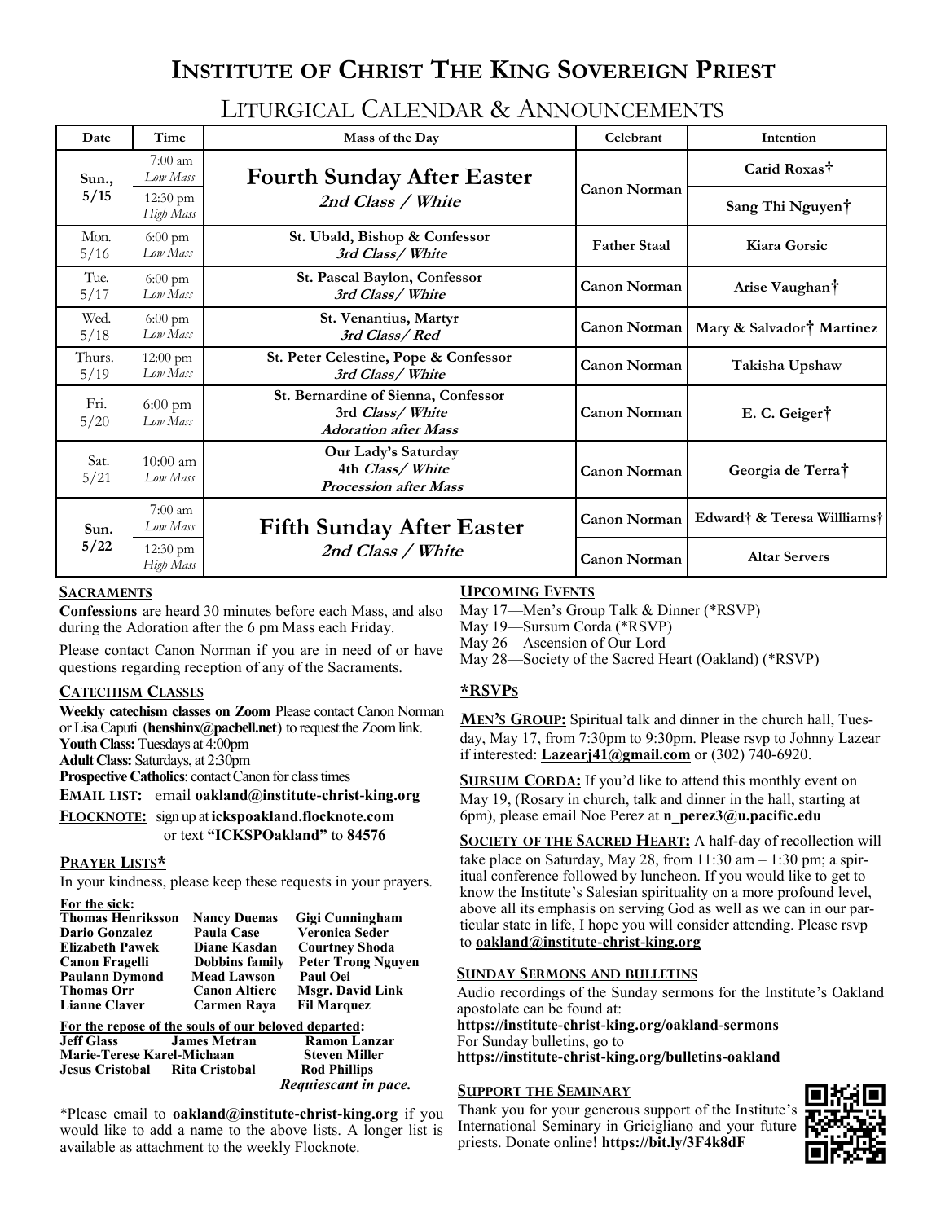# Institute of Christ The King Sovereign Priest

## Liturgical Calendar & Announcements

| Date | Time | Mass of the Day | Celebrant | Intention |
|---|---|---|---|---|
| **Sun., 5/15** | 7:00 am *Low Mass* | **Fourth Sunday After Easter** *2nd Class / White* | **Canon Norman** | **Carid Roxas†** |
| | 12:30 pm *High Mass* | | | **Sang Thi Nguyen†** |
| Mon. 5/16 | 6:00 pm *Low Mass* | **St. Ubald, Bishop & Confessor** *3rd Class/ White* | **Father Staal** | **Kiara Gorsic** |
| Tue. 5/17 | 6:00 pm *Low Mass* | **St. Pascal Baylon, Confessor** *3rd Class/ White* | **Canon Norman** | **Arise Vaughan†** |
| Wed. 5/18 | 6:00 pm *Low Mass* | **St. Venantius, Martyr** *3rd Class/ Red* | **Canon Norman** | **Mary & Salvador† Martinez** |
| Thurs. 5/19 | 12:00 pm *Low Mass* | **St. Peter Celestine, Pope & Confessor** *3rd Class/ White* | **Canon Norman** | **Takisha Upshaw** |
| Fri. 5/20 | 6:00 pm *Low Mass* | **St. Bernardine of Sienna, Confessor** 3rd *Class/ White* *Adoration after Mass* | **Canon Norman** | **E. C. Geiger†** |
| Sat. 5/21 | 10:00 am *Low Mass* | **Our Lady's Saturday** 4th *Class/ White* *Procession after Mass* | **Canon Norman** | **Georgia de Terra†** |
| **Sun. 5/22** | 7:00 am *Low Mass* | **Fifth Sunday After Easter** *2nd Class / White* | **Canon Norman** | **Edward† & Teresa Willliams†** |
| | 12:30 pm *High Mass* | | **Canon Norman** | **Altar Servers** |

### Sacraments

**Confessions** are heard 30 minutes before each Mass, and also during the Adoration after the 6 pm Mass each Friday.

Please contact Canon Norman if you are in need of or have questions regarding reception of any of the Sacraments.

### Catechism Classes

**Weekly catechism classes on Zoom** Please contact Canon Norman or Lisa Caputi (**henshinx@pacbell.net**) to request the Zoom link.
**Youth Class:** Tuesdays at 4:00pm
**Adult Class:** Saturdays, at 2:30pm
**Prospective Catholics**: contact Canon for class times

**Email list:** email **oakland@institute-christ-king.org**

**Flocknote:** sign up at **ickspoakland.flocknote.com** or text **"ICKSPOakland"** to **84576**

### Prayer Lists*

In your kindness, please keep these requests in your prayers.

**For the sick:**

| | | |
|---|---|---|
| **Thomas Henriksson** | **Nancy Duenas** | **Gigi Cunningham** |
| **Dario Gonzalez** | **Paula Case** | **Veronica Seder** |
| **Elizabeth Pawek** | **Diane Kasdan** | **Courtney Shoda** |
| **Canon Fragelli** | **Dobbins family** | **Peter Trong Nguyen** |
| **Paulann Dymond** | **Mead Lawson** | **Paul Oei** |
| **Thomas Orr** | **Canon Altiere** | **Msgr. David Link** |
| **Lianne Claver** | **Carmen Raya** | **Fil Marquez** |

**For the repose of the souls of our beloved departed:**

| | | |
|---|---|---|
| **Jeff Glass** | **James Metran** | **Ramon Lanzar** |
| **Marie-Terese Karel-Michaan** | | **Steven Miller** |
| **Jesus Cristobal** | **Rita Cristobal** | **Rod Phillips** |

***Requiescant in pace.***

*Please email to **oakland@institute-christ-king.org** if you would like to add a name to the above lists. A longer list is available as attachment to the weekly Flocknote.

### Upcoming Events

May 17—Men's Group Talk & Dinner (*RSVP)
May 19—Sursum Corda (*RSVP)
May 26—Ascension of Our Lord
May 28—Society of the Sacred Heart (Oakland) (*RSVP)

### *RSVPs

**Men's Group:** Spiritual talk and dinner in the church hall, Tuesday, May 17, from 7:30pm to 9:30pm. Please rsvp to Johnny Lazear if interested: **Lazearj41@gmail.com** or (302) 740-6920.

**Sursum Corda:** If you'd like to attend this monthly event on May 19, (Rosary in church, talk and dinner in the hall, starting at 6pm), please email Noe Perez at **n_perez3@u.pacific.edu**

**Society of the Sacred Heart:** A half-day of recollection will take place on Saturday, May 28, from 11:30 am – 1:30 pm; a spiritual conference followed by luncheon. If you would like to get to know the Institute's Salesian spirituality on a more profound level, above all its emphasis on serving God as well as we can in our particular state in life, I hope you will consider attending. Please rsvp to **oakland@institute-christ-king.org**

### Sunday Sermons and Bulletins

Audio recordings of the Sunday sermons for the Institute's Oakland apostolate can be found at:
**https://institute-christ-king.org/oakland-sermons**
For Sunday bulletins, go to
**https://institute-christ-king.org/bulletins-oakland**

### Support the Seminary

Thank you for your generous support of the Institute's International Seminary in Gricigliano and your future priests. Donate online! **https://bit.ly/3F4k8dF**